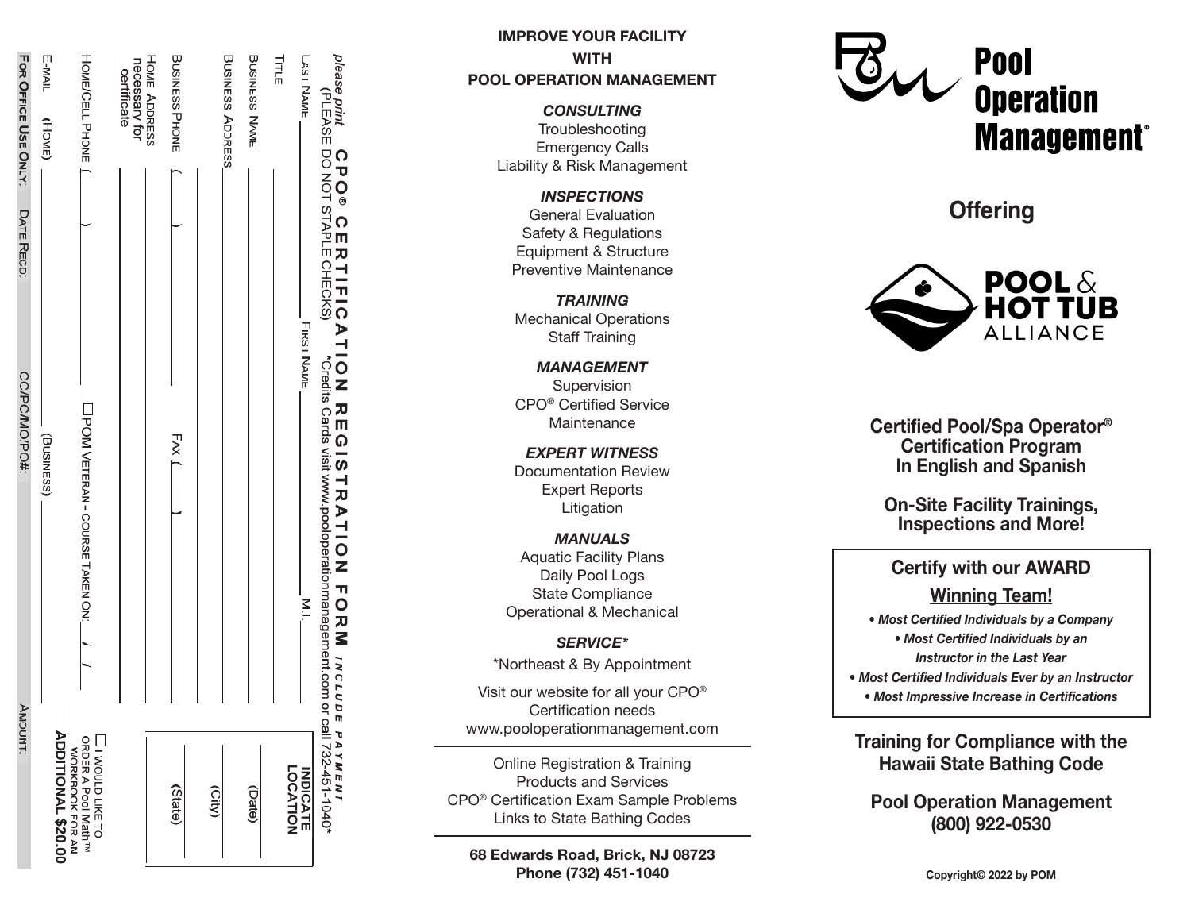## CPO® CERTIFICATION REGISTRATION FORM *INCLUDE PAYMENT*

*please print* (PLEASE DO NOT STAPLE CHECKS) *Credits Cards visit www.pooloperationmanagement.com or call 732-451-1040*

LAST NAME ______ FIRST NAME ______ M.I. ______

TITLE ______

BUSINESS NAME ______

BUSINESS ADDRESS ______

BUSINESS PHONE ( ) ______ FAX ( ) ______

HOME ADDRESS necessary for certificate ______

HOME/CELL PHONE ( ) ______ ☐ POM VETERAN - COURSE TAKEN ON: / /

E-MAIL (HOME) ______ (BUSINESS) ______

**INDICATE LOCATION**

(Date) ______

(City) ______

(State) ______

☐ I WOULD LIKE TO ORDER A Pool Math™ WORKBOOK FOR AN **ADDITIONAL $20.00**

FOR OFFICE USE ONLY: DATE RECD: ______ CC/PC/MO/PO#: ______ AMOUNT: ______

---

**IMPROVE YOUR FACILITY WITH POOL OPERATION MANAGEMENT**

***CONSULTING***
Troubleshooting
Emergency Calls
Liability & Risk Management

***INSPECTIONS***
General Evaluation
Safety & Regulations
Equipment & Structure
Preventive Maintenance

***TRAINING***
Mechanical Operations
Staff Training

***MANAGEMENT***
Supervision
CPO® Certified Service
Maintenance

***EXPERT WITNESS***
Documentation Review
Expert Reports
Litigation

***MANUALS***
Aquatic Facility Plans
Daily Pool Logs
State Compliance
Operational & Mechanical

***SERVICE****
*Northeast & By Appointment

Visit our website for all your CPO® Certification needs
www.pooloperationmanagement.com

Online Registration & Training
Products and Services
CPO® Certification Exam Sample Problems
Links to State Bathing Codes

**68 Edwards Road, Brick, NJ 08723**
**Phone (732) 451-1040**

---

# Pool Operation Management®

## Offering

POOL & HOT TUB ALLIANCE

**Certified Pool/Spa Operator® Certification Program In English and Spanish**

**On-Site Facility Trainings, Inspections and More!**

**Certify with our AWARD Winning Team!**

- ***Most Certified Individuals by a Company***
- ***Most Certified Individuals by an Instructor in the Last Year***
- ***Most Certified Individuals Ever by an Instructor***
- ***Most Impressive Increase in Certifications***

**Training for Compliance with the Hawaii State Bathing Code**

**Pool Operation Management**
**(800) 922-0530**

**Copyright© 2022 by POM**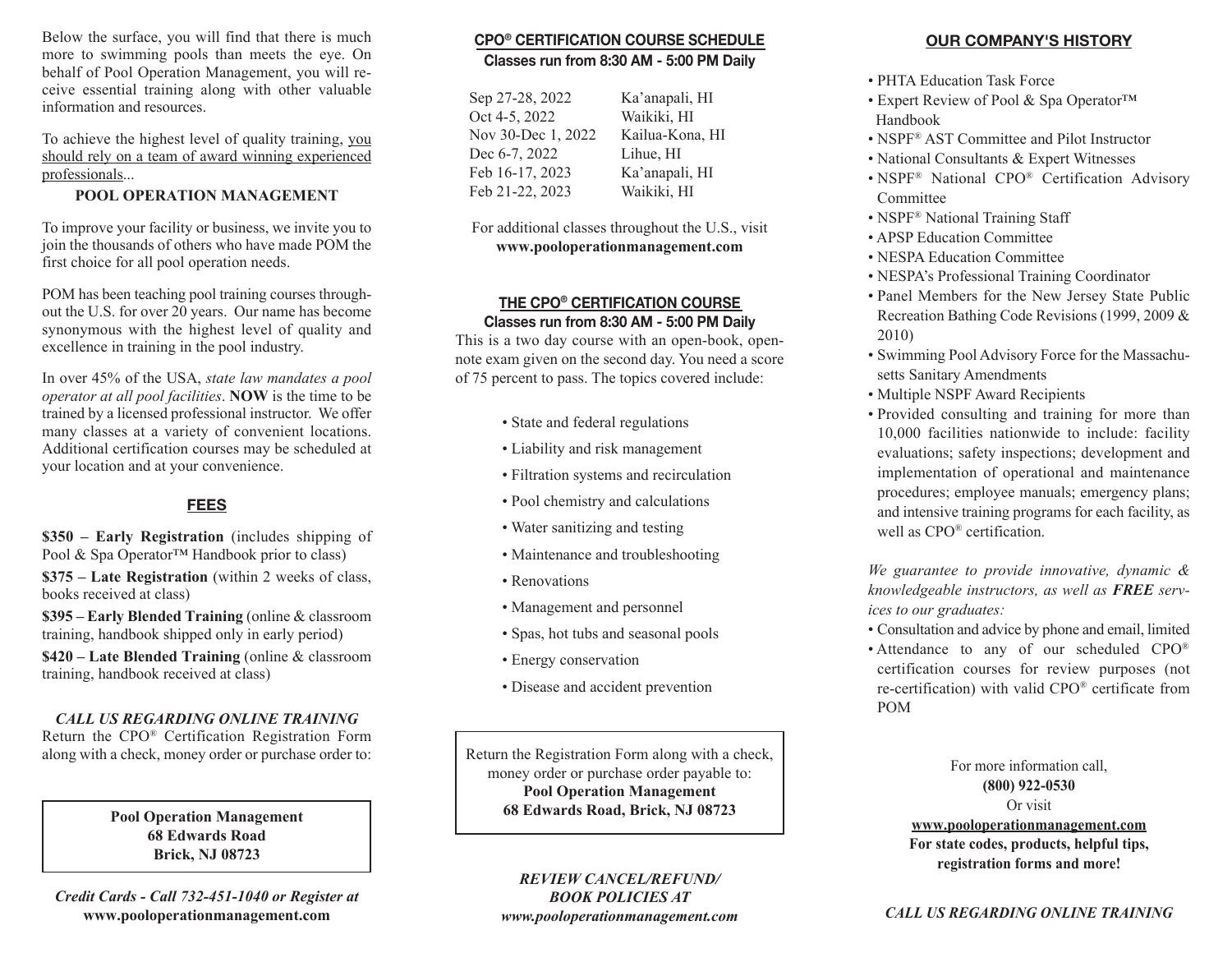Below the surface, you will find that there is much more to swimming pools than meets the eye. On behalf of Pool Operation Management, you will receive essential training along with other valuable information and resources.

To achieve the highest level of quality training, you should rely on a team of award winning experienced professionals...

**POOL OPERATION MANAGEMENT**

To improve your facility or business, we invite you to join the thousands of others who have made POM the first choice for all pool operation needs.

POM has been teaching pool training courses throughout the U.S. for over 20 years. Our name has become synonymous with the highest level of quality and excellence in training in the pool industry.

In over 45% of the USA, *state law mandates a pool operator at all pool facilities*. **NOW** is the time to be trained by a licensed professional instructor. We offer many classes at a variety of convenient locations. Additional certification courses may be scheduled at your location and at your convenience.

## FEES

**$350 – Early Registration** (includes shipping of Pool & Spa Operator™ Handbook prior to class)

**$375 – Late Registration** (within 2 weeks of class, books received at class)

**$395 – Early Blended Training** (online & classroom training, handbook shipped only in early period)

**$420 – Late Blended Training** (online & classroom training, handbook received at class)

***CALL US REGARDING ONLINE TRAINING***

Return the CPO® Certification Registration Form along with a check, money order or purchase order to:

**Pool Operation Management**
**68 Edwards Road**
**Brick, NJ 08723**

***Credit Cards - Call 732-451-1040 or Register at***
**www.pooloperationmanagement.com**

## CPO® CERTIFICATION COURSE SCHEDULE

**Classes run from 8:30 AM - 5:00 PM Daily**

| | |
|---|---|
| Sep 27-28, 2022 | Ka'anapali, HI |
| Oct 4-5, 2022 | Waikiki, HI |
| Nov 30-Dec 1, 2022 | Kailua-Kona, HI |
| Dec 6-7, 2022 | Lihue, HI |
| Feb 16-17, 2023 | Ka'anapali, HI |
| Feb 21-22, 2023 | Waikiki, HI |

For additional classes throughout the U.S., visit
**www.pooloperationmanagement.com**

## THE CPO® CERTIFICATION COURSE

**Classes run from 8:30 AM - 5:00 PM Daily**

This is a two day course with an open-book, open-note exam given on the second day. You need a score of 75 percent to pass. The topics covered include:

- State and federal regulations
- Liability and risk management
- Filtration systems and recirculation
- Pool chemistry and calculations
- Water sanitizing and testing
- Maintenance and troubleshooting
- Renovations
- Management and personnel
- Spas, hot tubs and seasonal pools
- Energy conservation
- Disease and accident prevention

Return the Registration Form along with a check, money order or purchase order payable to:
**Pool Operation Management**
**68 Edwards Road, Brick, NJ 08723**

***REVIEW CANCEL/REFUND/ BOOK POLICIES AT***
***www.pooloperationmanagement.com***

## OUR COMPANY'S HISTORY

- PHTA Education Task Force
- Expert Review of Pool & Spa Operator™ Handbook
- NSPF® AST Committee and Pilot Instructor
- National Consultants & Expert Witnesses
- NSPF® National CPO® Certification Advisory Committee
- NSPF® National Training Staff
- APSP Education Committee
- NESPA Education Committee
- NESPA's Professional Training Coordinator
- Panel Members for the New Jersey State Public Recreation Bathing Code Revisions (1999, 2009 & 2010)
- Swimming Pool Advisory Force for the Massachusetts Sanitary Amendments
- Multiple NSPF Award Recipients
- Provided consulting and training for more than 10,000 facilities nationwide to include: facility evaluations; safety inspections; development and implementation of operational and maintenance procedures; employee manuals; emergency plans; and intensive training programs for each facility, as well as CPO® certification.

*We guarantee to provide innovative, dynamic & knowledgeable instructors, as well as* ***FREE*** *services to our graduates:*

- Consultation and advice by phone and email, limited
- Attendance to any of our scheduled CPO® certification courses for review purposes (not re-certification) with valid CPO® certificate from POM

For more information call,
**(800) 922-0530**
Or visit
**www.pooloperationmanagement.com**
**For state codes, products, helpful tips, registration forms and more!**

***CALL US REGARDING ONLINE TRAINING***